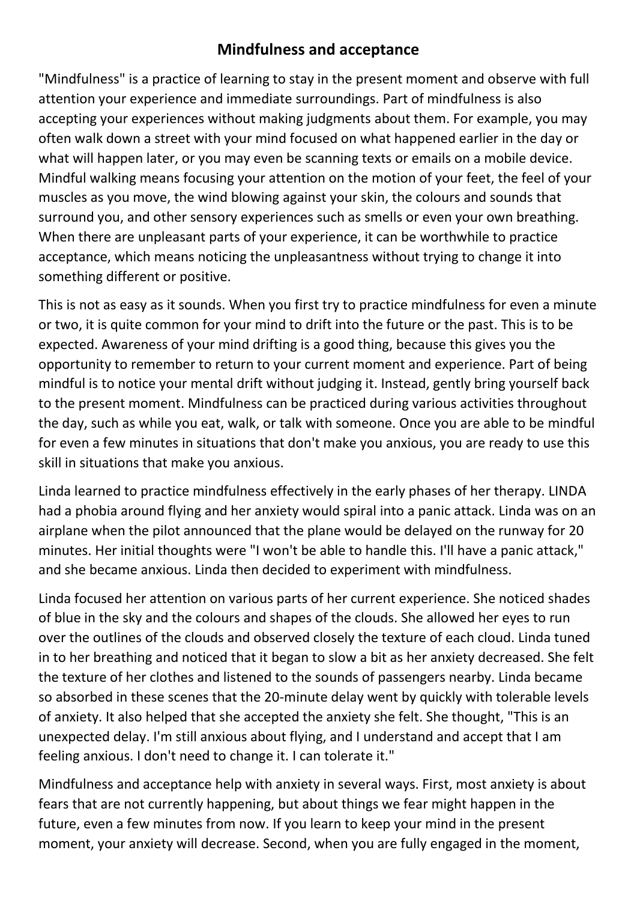# Mindfulness and acceptance

"Mindfulness" is a practice of learning to stay in the present moment and observe with full attention your experience and immediate surroundings. Part of mindfulness is also accepting your experiences without making judgments about them. For example, you may often walk down a street with your mind focused on what happened earlier in the day or what will happen later, or you may even be scanning texts or emails on a mobile device. Mindful walking means focusing your attention on the motion of your feet, the feel of your muscles as you move, the wind blowing against your skin, the colours and sounds that surround you, and other sensory experiences such as smells or even your own breathing. When there are unpleasant parts of your experience, it can be worthwhile to practice acceptance, which means noticing the unpleasantness without trying to change it into something different or positive.

This is not as easy as it sounds. When you first try to practice mindfulness for even a minute or two, it is quite common for your mind to drift into the future or the past. This is to be expected. Awareness of your mind drifting is a good thing, because this gives you the opportunity to remember to return to your current moment and experience. Part of being mindful is to notice your mental drift without judging it. Instead, gently bring yourself back to the present moment. Mindfulness can be practiced during various activities throughout the day, such as while you eat, walk, or talk with someone. Once you are able to be mindful for even a few minutes in situations that don't make you anxious, you are ready to use this skill in situations that make you anxious.

Linda learned to practice mindfulness effectively in the early phases of her therapy. LINDA had a phobia around flying and her anxiety would spiral into a panic attack. Linda was on an airplane when the pilot announced that the plane would be delayed on the runway for 20 minutes. Her initial thoughts were "I won't be able to handle this. I'll have a panic attack," and she became anxious. Linda then decided to experiment with mindfulness.

Linda focused her attention on various parts of her current experience. She noticed shades of blue in the sky and the colours and shapes of the clouds. She allowed her eyes to run over the outlines of the clouds and observed closely the texture of each cloud. Linda tuned in to her breathing and noticed that it began to slow a bit as her anxiety decreased. She felt the texture of her clothes and listened to the sounds of passengers nearby. Linda became so absorbed in these scenes that the 20-minute delay went by quickly with tolerable levels of anxiety. It also helped that she accepted the anxiety she felt. She thought, "This is an unexpected delay. I'm still anxious about flying, and I understand and accept that I am feeling anxious. I don't need to change it. I can tolerate it."

Mindfulness and acceptance help with anxiety in several ways. First, most anxiety is about fears that are not currently happening, but about things we fear might happen in the future, even a few minutes from now. If you learn to keep your mind in the present moment, your anxiety will decrease. Second, when you are fully engaged in the moment,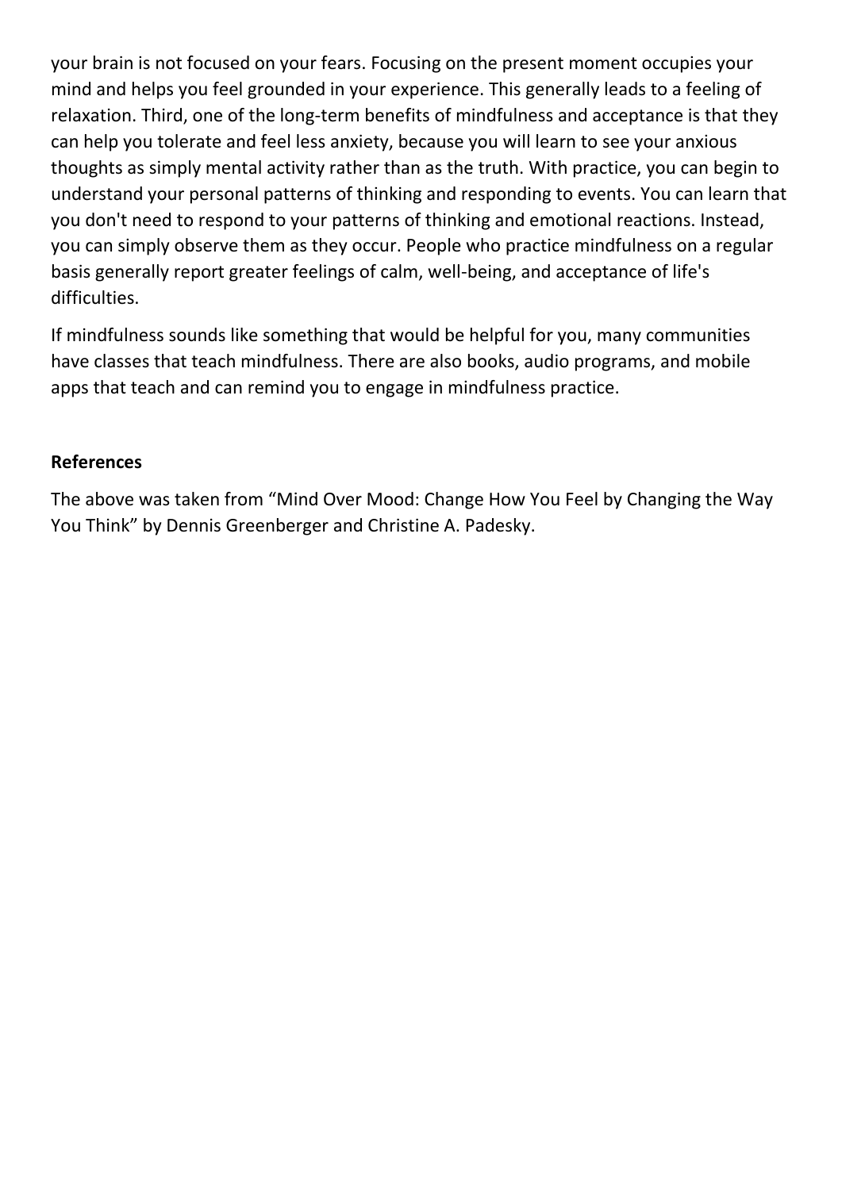your brain is not focused on your fears. Focusing on the present moment occupies your mind and helps you feel grounded in your experience. This generally leads to a feeling of relaxation. Third, one of the long-term benefits of mindfulness and acceptance is that they can help you tolerate and feel less anxiety, because you will learn to see your anxious thoughts as simply mental activity rather than as the truth. With practice, you can begin to understand your personal patterns of thinking and responding to events. You can learn that you don't need to respond to your patterns of thinking and emotional reactions. Instead, you can simply observe them as they occur. People who practice mindfulness on a regular basis generally report greater feelings of calm, well-being, and acceptance of life's difficulties.

If mindfulness sounds like something that would be helpful for you, many communities have classes that teach mindfulness. There are also books, audio programs, and mobile apps that teach and can remind you to engage in mindfulness practice.

**References**

The above was taken from “Mind Over Mood: Change How You Feel by Changing the Way You Think” by Dennis Greenberger and Christine A. Padesky.